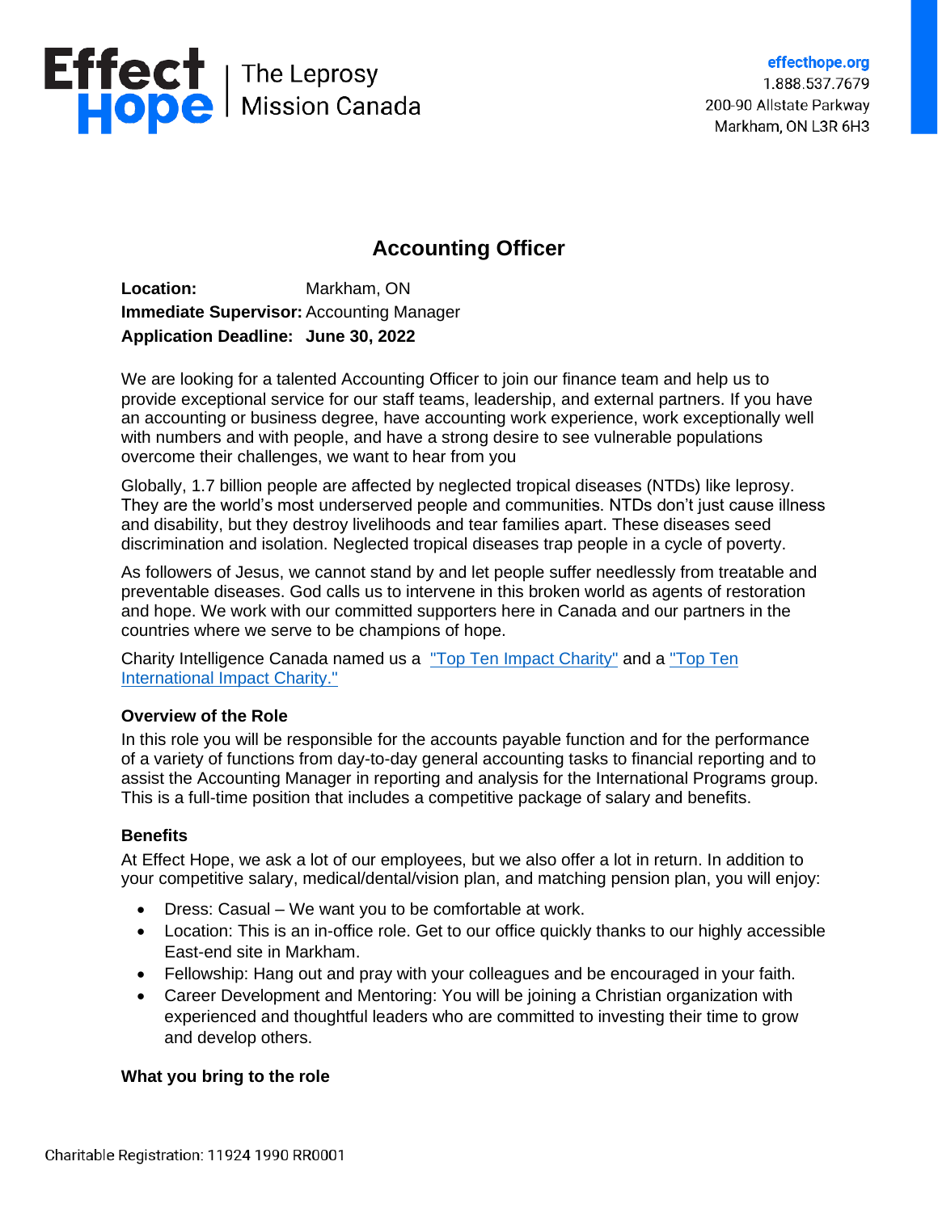Effect Hope | The Leprosy Mission Canada

effecthope.org
1.888.537.7679
200-90 Allstate Parkway
Markham, ON L3R 6H3

# Accounting Officer

**Location:** Markham, ON
**Immediate Supervisor:** Accounting Manager
**Application Deadline: June 30, 2022**

We are looking for a talented Accounting Officer to join our finance team and help us to provide exceptional service for our staff teams, leadership, and external partners. If you have an accounting or business degree, have accounting work experience, work exceptionally well with numbers and with people, and have a strong desire to see vulnerable populations overcome their challenges, we want to hear from you

Globally, 1.7 billion people are affected by neglected tropical diseases (NTDs) like leprosy. They are the world's most underserved people and communities. NTDs don't just cause illness and disability, but they destroy livelihoods and tear families apart. These diseases seed discrimination and isolation. Neglected tropical diseases trap people in a cycle of poverty.

As followers of Jesus, we cannot stand by and let people suffer needlessly from treatable and preventable diseases. God calls us to intervene in this broken world as agents of restoration and hope. We work with our committed supporters here in Canada and our partners in the countries where we serve to be champions of hope.

Charity Intelligence Canada named us a "Top Ten Impact Charity" and a "Top Ten International Impact Charity."

### Overview of the Role

In this role you will be responsible for the accounts payable function and for the performance of a variety of functions from day-to-day general accounting tasks to financial reporting and to assist the Accounting Manager in reporting and analysis for the International Programs group. This is a full-time position that includes a competitive package of salary and benefits.

### Benefits

At Effect Hope, we ask a lot of our employees, but we also offer a lot in return. In addition to your competitive salary, medical/dental/vision plan, and matching pension plan, you will enjoy:

- Dress: Casual – We want you to be comfortable at work.
- Location: This is an in-office role. Get to our office quickly thanks to our highly accessible East-end site in Markham.
- Fellowship: Hang out and pray with your colleagues and be encouraged in your faith.
- Career Development and Mentoring: You will be joining a Christian organization with experienced and thoughtful leaders who are committed to investing their time to grow and develop others.

### What you bring to the role

Charitable Registration: 11924 1990 RR0001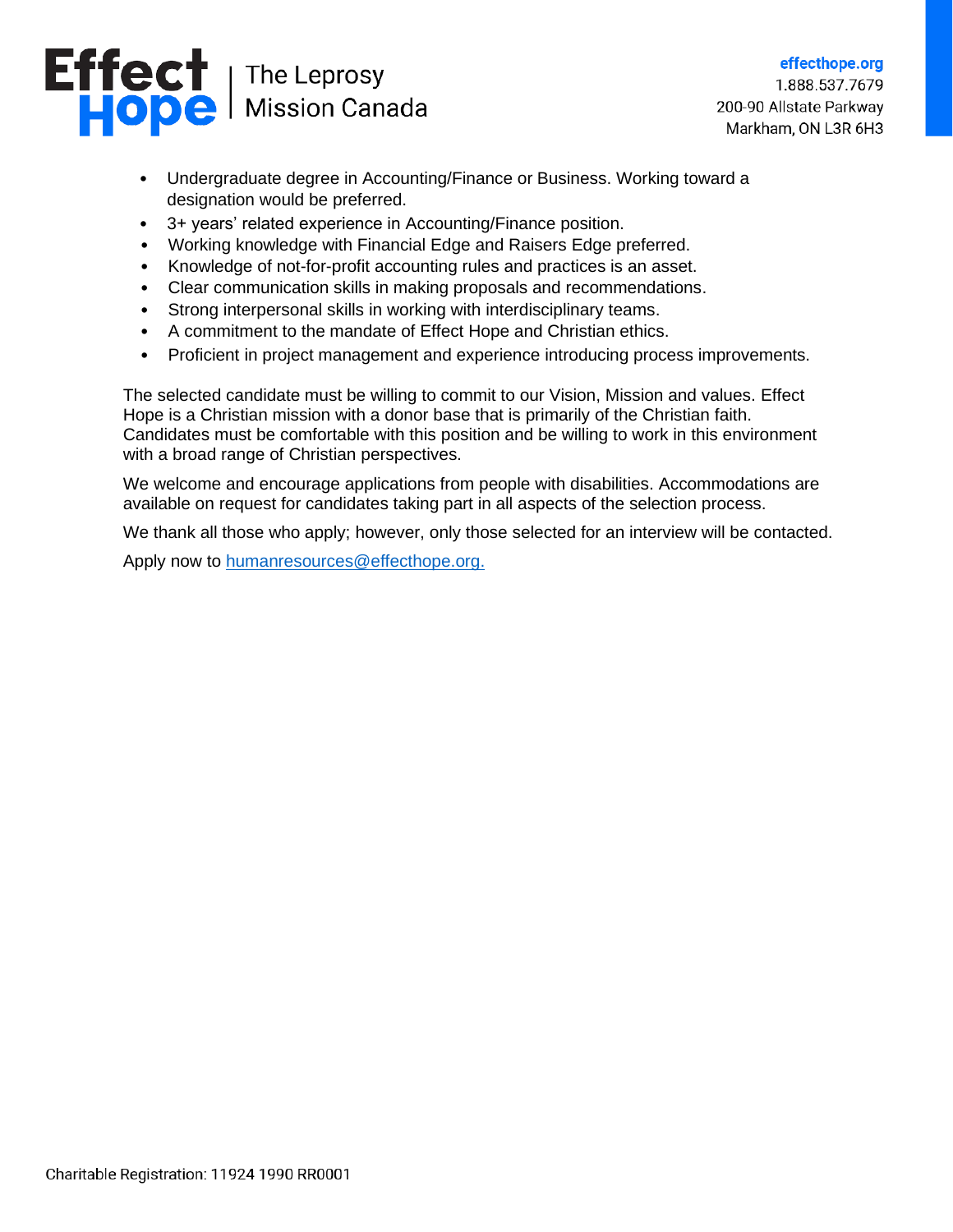- Undergraduate degree in Accounting/Finance or Business. Working toward a designation would be preferred.
- 3+ years' related experience in Accounting/Finance position.
- Working knowledge with Financial Edge and Raisers Edge preferred.
- Knowledge of not-for-profit accounting rules and practices is an asset.
- Clear communication skills in making proposals and recommendations.
- Strong interpersonal skills in working with interdisciplinary teams.
- A commitment to the mandate of Effect Hope and Christian ethics.
- Proficient in project management and experience introducing process improvements.

The selected candidate must be willing to commit to our Vision, Mission and values. Effect Hope is a Christian mission with a donor base that is primarily of the Christian faith. Candidates must be comfortable with this position and be willing to work in this environment with a broad range of Christian perspectives.

We welcome and encourage applications from people with disabilities. Accommodations are available on request for candidates taking part in all aspects of the selection process.

We thank all those who apply; however, only those selected for an interview will be contacted.

Apply now to humanresources@effecthope.org.